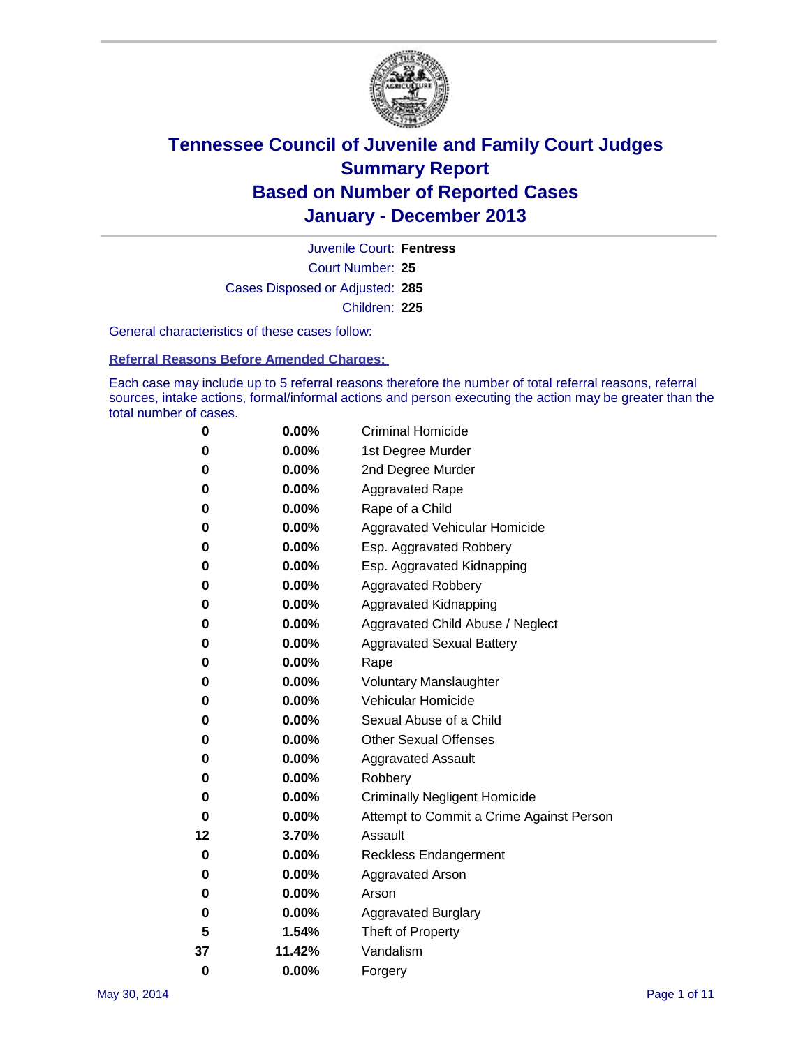# Tennessee Council of Juvenile and Family Court Judges
## Summary Report
## Based on Number of Reported Cases
## January - December 2013

Juvenile Court: **Fentress**

Court Number: **25**

Cases Disposed or Adjusted: **285**

Children: **225**

General characteristics of these cases follow:

### Referral Reasons Before Amended Charges:

Each case may include up to 5 referral reasons therefore the number of total referral reasons, referral sources, intake actions, formal/informal actions and person executing the action may be greater than the total number of cases.

| Count | Percent | Referral Reason |
|---|---|---|
| 0 | 0.00% | Criminal Homicide |
| 0 | 0.00% | 1st Degree Murder |
| 0 | 0.00% | 2nd Degree Murder |
| 0 | 0.00% | Aggravated Rape |
| 0 | 0.00% | Rape of a Child |
| 0 | 0.00% | Aggravated Vehicular Homicide |
| 0 | 0.00% | Esp. Aggravated Robbery |
| 0 | 0.00% | Esp. Aggravated Kidnapping |
| 0 | 0.00% | Aggravated Robbery |
| 0 | 0.00% | Aggravated Kidnapping |
| 0 | 0.00% | Aggravated Child Abuse / Neglect |
| 0 | 0.00% | Aggravated Sexual Battery |
| 0 | 0.00% | Rape |
| 0 | 0.00% | Voluntary Manslaughter |
| 0 | 0.00% | Vehicular Homicide |
| 0 | 0.00% | Sexual Abuse of a Child |
| 0 | 0.00% | Other Sexual Offenses |
| 0 | 0.00% | Aggravated Assault |
| 0 | 0.00% | Robbery |
| 0 | 0.00% | Criminally Negligent Homicide |
| 0 | 0.00% | Attempt to Commit a Crime Against Person |
| 12 | 3.70% | Assault |
| 0 | 0.00% | Reckless Endangerment |
| 0 | 0.00% | Aggravated Arson |
| 0 | 0.00% | Arson |
| 0 | 0.00% | Aggravated Burglary |
| 5 | 1.54% | Theft of Property |
| 37 | 11.42% | Vandalism |
| 0 | 0.00% | Forgery |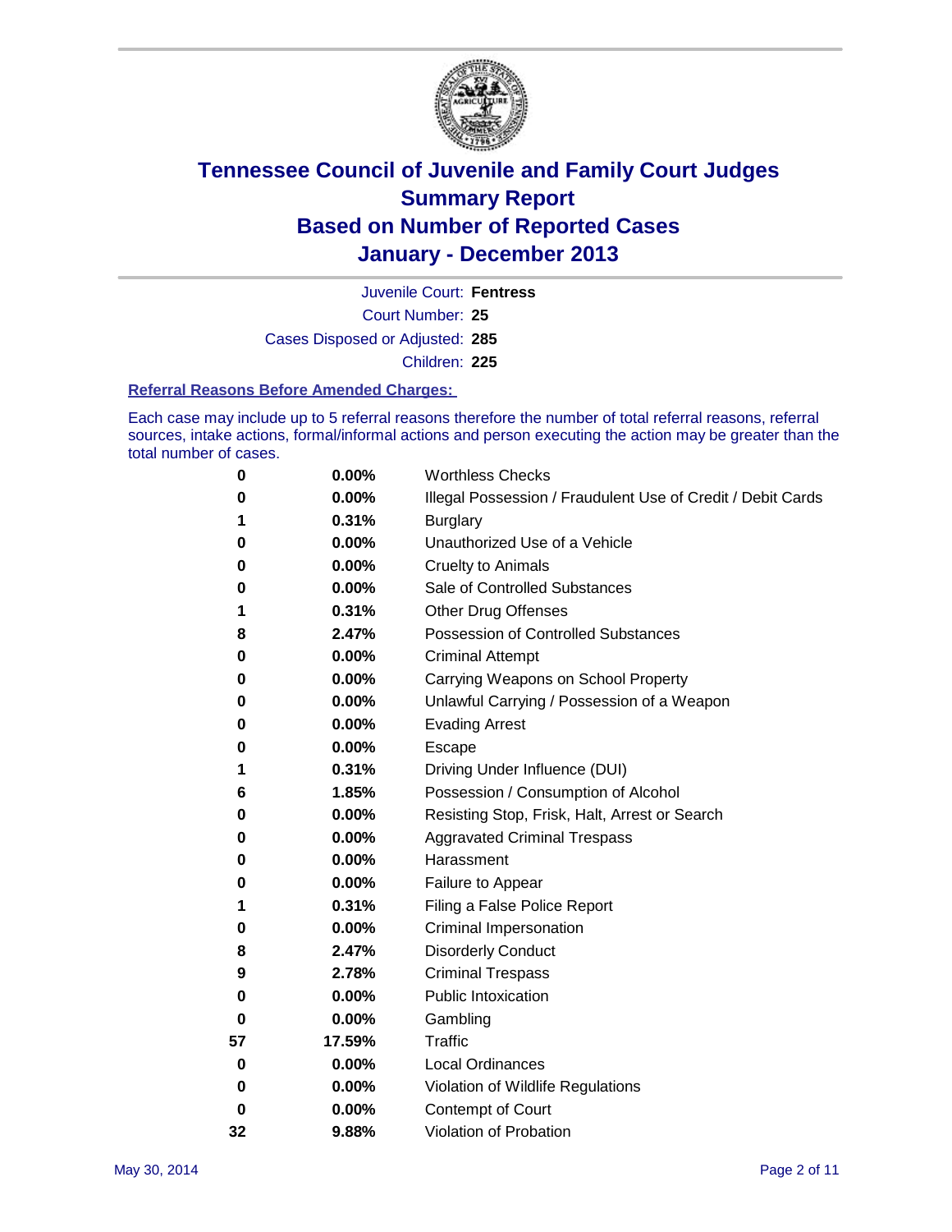# Tennessee Council of Juvenile and Family Court Judges
# Summary Report
# Based on Number of Reported Cases
# January - December 2013

Juvenile Court: **Fentress**

Court Number: **25**

Cases Disposed or Adjusted: **285**

Children: **225**

### Referral Reasons Before Amended Charges:

Each case may include up to 5 referral reasons therefore the number of total referral reasons, referral sources, intake actions, formal/informal actions and person executing the action may be greater than the total number of cases.

| Count | Percent | Referral Reason |
|---|---|---|
| 0 | 0.00% | Worthless Checks |
| 0 | 0.00% | Illegal Possession / Fraudulent Use of Credit / Debit Cards |
| 1 | 0.31% | Burglary |
| 0 | 0.00% | Unauthorized Use of a Vehicle |
| 0 | 0.00% | Cruelty to Animals |
| 0 | 0.00% | Sale of Controlled Substances |
| 1 | 0.31% | Other Drug Offenses |
| 8 | 2.47% | Possession of Controlled Substances |
| 0 | 0.00% | Criminal Attempt |
| 0 | 0.00% | Carrying Weapons on School Property |
| 0 | 0.00% | Unlawful Carrying / Possession of a Weapon |
| 0 | 0.00% | Evading Arrest |
| 0 | 0.00% | Escape |
| 1 | 0.31% | Driving Under Influence (DUI) |
| 6 | 1.85% | Possession / Consumption of Alcohol |
| 0 | 0.00% | Resisting Stop, Frisk, Halt, Arrest or Search |
| 0 | 0.00% | Aggravated Criminal Trespass |
| 0 | 0.00% | Harassment |
| 0 | 0.00% | Failure to Appear |
| 1 | 0.31% | Filing a False Police Report |
| 0 | 0.00% | Criminal Impersonation |
| 8 | 2.47% | Disorderly Conduct |
| 9 | 2.78% | Criminal Trespass |
| 0 | 0.00% | Public Intoxication |
| 0 | 0.00% | Gambling |
| 57 | 17.59% | Traffic |
| 0 | 0.00% | Local Ordinances |
| 0 | 0.00% | Violation of Wildlife Regulations |
| 0 | 0.00% | Contempt of Court |
| 32 | 9.88% | Violation of Probation |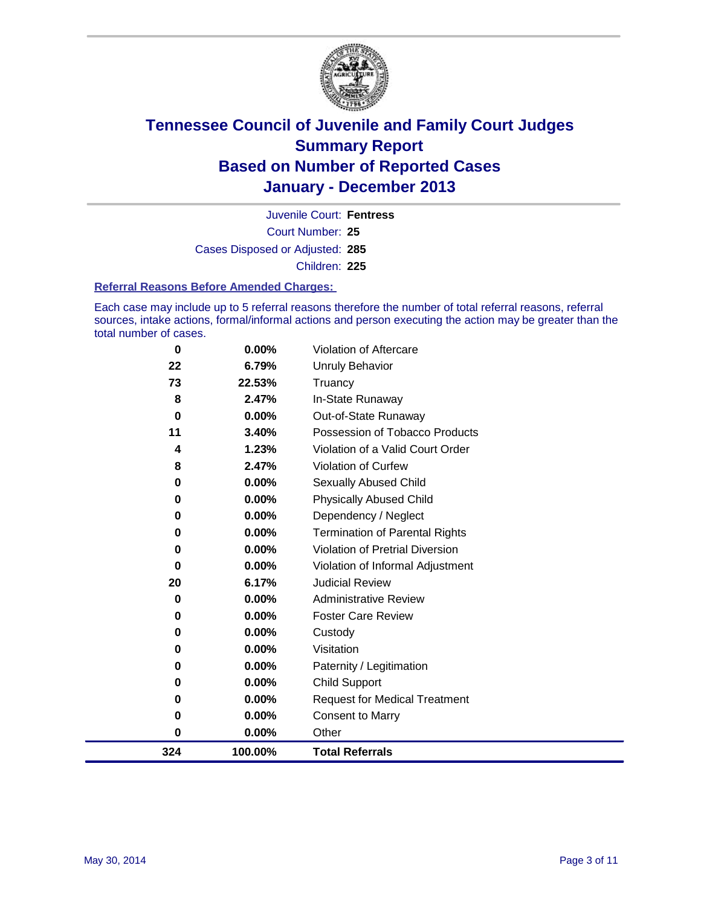# Tennessee Council of Juvenile and Family Court Judges
## Summary Report
## Based on Number of Reported Cases
## January - December 2013

Juvenile Court: **Fentress**

Court Number: **25**

Cases Disposed or Adjusted: **285**

Children: **225**

### Referral Reasons Before Amended Charges:

Each case may include up to 5 referral reasons therefore the number of total referral reasons, referral sources, intake actions, formal/informal actions and person executing the action may be greater than the total number of cases.

| Count | Percent | Referral Reason |
|---|---|---|
| 0 | 0.00% | Violation of Aftercare |
| 22 | 6.79% | Unruly Behavior |
| 73 | 22.53% | Truancy |
| 8 | 2.47% | In-State Runaway |
| 0 | 0.00% | Out-of-State Runaway |
| 11 | 3.40% | Possession of Tobacco Products |
| 4 | 1.23% | Violation of a Valid Court Order |
| 8 | 2.47% | Violation of Curfew |
| 0 | 0.00% | Sexually Abused Child |
| 0 | 0.00% | Physically Abused Child |
| 0 | 0.00% | Dependency / Neglect |
| 0 | 0.00% | Termination of Parental Rights |
| 0 | 0.00% | Violation of Pretrial Diversion |
| 0 | 0.00% | Violation of Informal Adjustment |
| 20 | 6.17% | Judicial Review |
| 0 | 0.00% | Administrative Review |
| 0 | 0.00% | Foster Care Review |
| 0 | 0.00% | Custody |
| 0 | 0.00% | Visitation |
| 0 | 0.00% | Paternity / Legitimation |
| 0 | 0.00% | Child Support |
| 0 | 0.00% | Request for Medical Treatment |
| 0 | 0.00% | Consent to Marry |
| 0 | 0.00% | Other |
| **324** | **100.00%** | **Total Referrals** |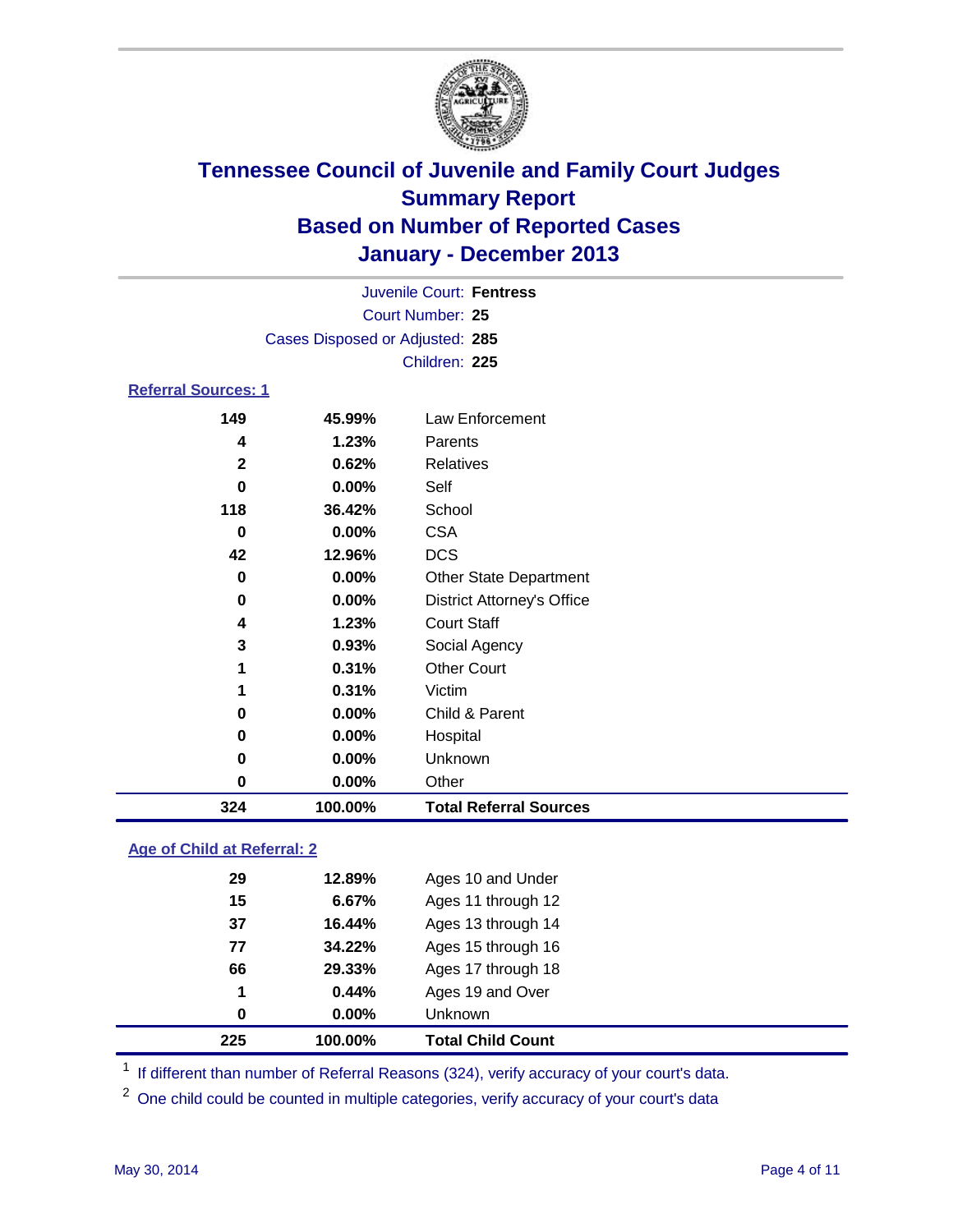# Tennessee Council of Juvenile and Family Court Judges
## Summary Report
## Based on Number of Reported Cases
## January - December 2013

Juvenile Court: **Fentress**
Court Number: **25**
Cases Disposed or Adjusted: **285**
Children: **225**

### Referral Sources: 1

| Count | Percent | Source |
|---|---|---|
| 149 | 45.99% | Law Enforcement |
| 4 | 1.23% | Parents |
| 2 | 0.62% | Relatives |
| 0 | 0.00% | Self |
| 118 | 36.42% | School |
| 0 | 0.00% | CSA |
| 42 | 12.96% | DCS |
| 0 | 0.00% | Other State Department |
| 0 | 0.00% | District Attorney's Office |
| 4 | 1.23% | Court Staff |
| 3 | 0.93% | Social Agency |
| 1 | 0.31% | Other Court |
| 1 | 0.31% | Victim |
| 0 | 0.00% | Child & Parent |
| 0 | 0.00% | Hospital |
| 0 | 0.00% | Unknown |
| 0 | 0.00% | Other |
| **324** | **100.00%** | **Total Referral Sources** |

### Age of Child at Referral: 2

| Count | Percent | Age |
|---|---|---|
| 29 | 12.89% | Ages 10 and Under |
| 15 | 6.67% | Ages 11 through 12 |
| 37 | 16.44% | Ages 13 through 14 |
| 77 | 34.22% | Ages 15 through 16 |
| 66 | 29.33% | Ages 17 through 18 |
| 1 | 0.44% | Ages 19 and Over |
| 0 | 0.00% | Unknown |
| **225** | **100.00%** | **Total Child Count** |

[1] If different than number of Referral Reasons (324), verify accuracy of your court's data.

[2] One child could be counted in multiple categories, verify accuracy of your court's data

May 30, 2014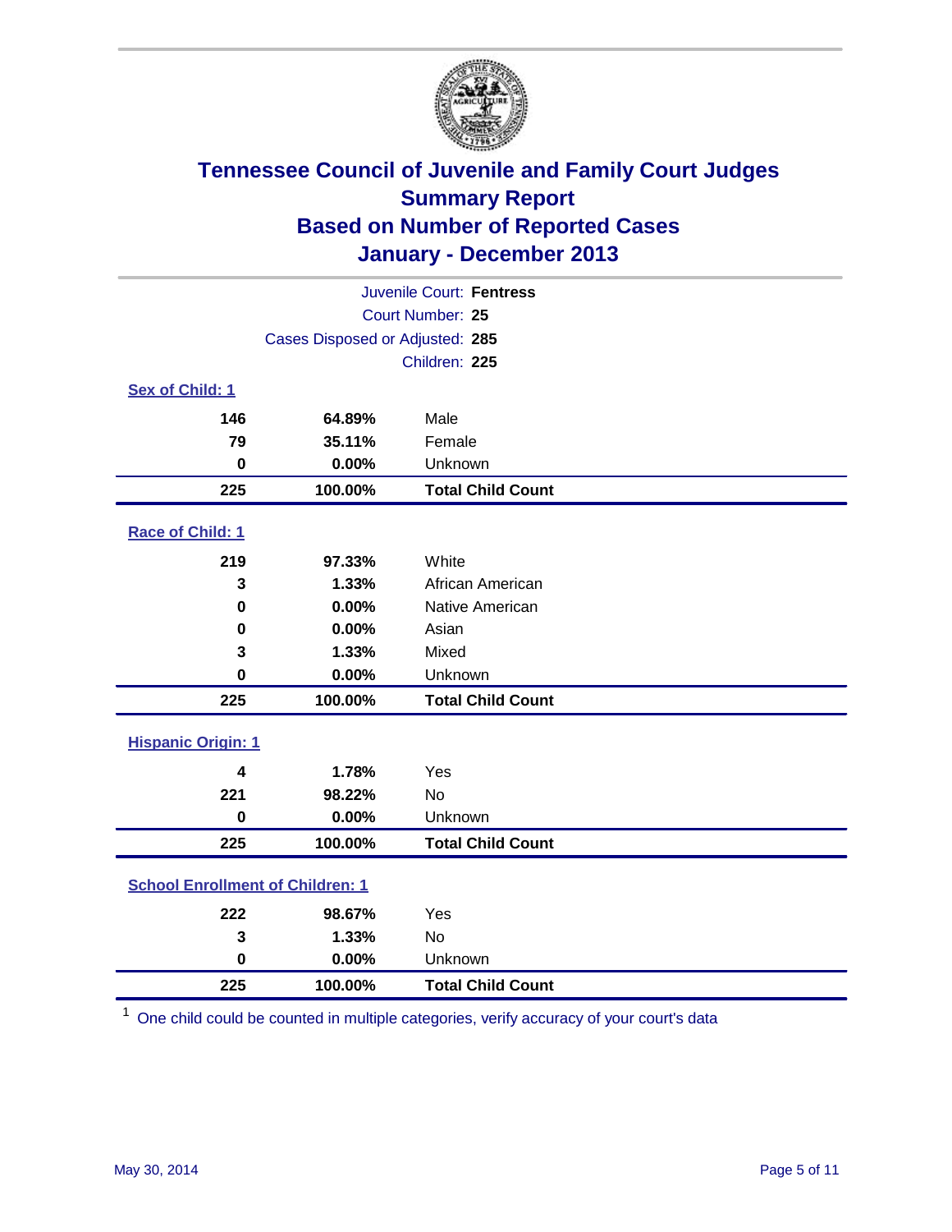# Tennessee Council of Juvenile and Family Court Judges
## Summary Report
## Based on Number of Reported Cases
## January - December 2013

Juvenile Court: **Fentress**
Court Number: **25**
Cases Disposed or Adjusted: **285**
Children: **225**

### Sex of Child: 1

| | | |
|---|---|---|
| **146** | **64.89%** | Male |
| **79** | **35.11%** | Female |
| **0** | **0.00%** | Unknown |
| **225** | **100.00%** | **Total Child Count** |

### Race of Child: 1

| | | |
|---|---|---|
| **219** | **97.33%** | White |
| **3** | **1.33%** | African American |
| **0** | **0.00%** | Native American |
| **0** | **0.00%** | Asian |
| **3** | **1.33%** | Mixed |
| **0** | **0.00%** | Unknown |
| **225** | **100.00%** | **Total Child Count** |

### Hispanic Origin: 1

| | | |
|---|---|---|
| **4** | **1.78%** | Yes |
| **221** | **98.22%** | No |
| **0** | **0.00%** | Unknown |
| **225** | **100.00%** | **Total Child Count** |

### School Enrollment of Children: 1

| | | |
|---|---|---|
| **222** | **98.67%** | Yes |
| **3** | **1.33%** | No |
| **0** | **0.00%** | Unknown |
| **225** | **100.00%** | **Total Child Count** |

[1] One child could be counted in multiple categories, verify accuracy of your court's data

May 30, 2014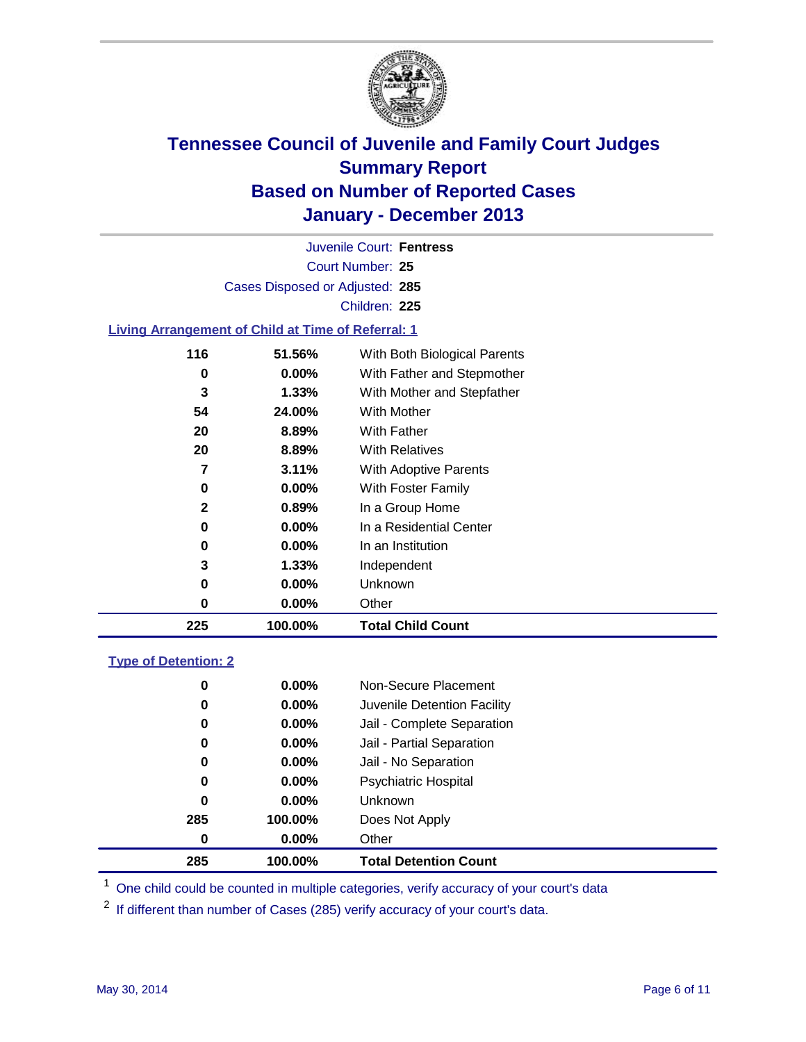# Tennessee Council of Juvenile and Family Court Judges
## Summary Report
## Based on Number of Reported Cases
## January - December 2013

Juvenile Court: **Fentress**

Court Number: **25**

Cases Disposed or Adjusted: **285**

Children: **225**

### Living Arrangement of Child at Time of Referral: 1

| Count | Percent | Living Arrangement |
|---|---|---|
| 116 | 51.56% | With Both Biological Parents |
| 0 | 0.00% | With Father and Stepmother |
| 3 | 1.33% | With Mother and Stepfather |
| 54 | 24.00% | With Mother |
| 20 | 8.89% | With Father |
| 20 | 8.89% | With Relatives |
| 7 | 3.11% | With Adoptive Parents |
| 0 | 0.00% | With Foster Family |
| 2 | 0.89% | In a Group Home |
| 0 | 0.00% | In a Residential Center |
| 0 | 0.00% | In an Institution |
| 3 | 1.33% | Independent |
| 0 | 0.00% | Unknown |
| 0 | 0.00% | Other |
| **225** | **100.00%** | **Total Child Count** |

### Type of Detention: 2

| Count | Percent | Type of Detention |
|---|---|---|
| 0 | 0.00% | Non-Secure Placement |
| 0 | 0.00% | Juvenile Detention Facility |
| 0 | 0.00% | Jail - Complete Separation |
| 0 | 0.00% | Jail - Partial Separation |
| 0 | 0.00% | Jail - No Separation |
| 0 | 0.00% | Psychiatric Hospital |
| 0 | 0.00% | Unknown |
| 285 | 100.00% | Does Not Apply |
| 0 | 0.00% | Other |
| **285** | **100.00%** | **Total Detention Count** |

[1] One child could be counted in multiple categories, verify accuracy of your court's data

[2] If different than number of Cases (285) verify accuracy of your court's data.

May 30, 2014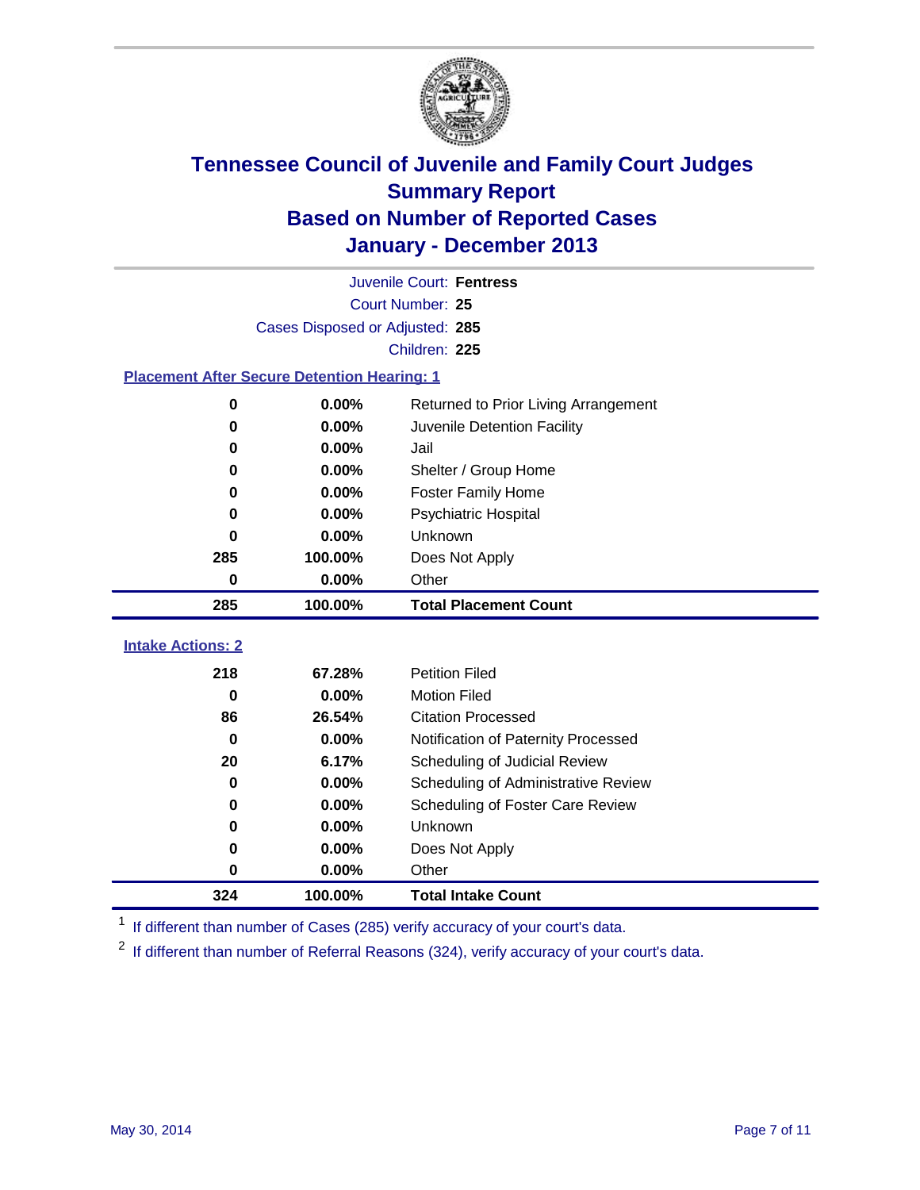# Tennessee Council of Juvenile and Family Court Judges
## Summary Report
## Based on Number of Reported Cases
## January - December 2013

Juvenile Court: **Fentress**

Court Number: **25**

Cases Disposed or Adjusted: **285**

Children: **225**

### Placement After Secure Detention Hearing: 1

| Count | Percent | Placement |
|---|---|---|
| 0 | 0.00% | Returned to Prior Living Arrangement |
| 0 | 0.00% | Juvenile Detention Facility |
| 0 | 0.00% | Jail |
| 0 | 0.00% | Shelter / Group Home |
| 0 | 0.00% | Foster Family Home |
| 0 | 0.00% | Psychiatric Hospital |
| 0 | 0.00% | Unknown |
| 285 | 100.00% | Does Not Apply |
| 0 | 0.00% | Other |
| **285** | **100.00%** | **Total Placement Count** |

### Intake Actions: 2

| Count | Percent | Intake Action |
|---|---|---|
| 218 | 67.28% | Petition Filed |
| 0 | 0.00% | Motion Filed |
| 86 | 26.54% | Citation Processed |
| 0 | 0.00% | Notification of Paternity Processed |
| 20 | 6.17% | Scheduling of Judicial Review |
| 0 | 0.00% | Scheduling of Administrative Review |
| 0 | 0.00% | Scheduling of Foster Care Review |
| 0 | 0.00% | Unknown |
| 0 | 0.00% | Does Not Apply |
| 0 | 0.00% | Other |
| **324** | **100.00%** | **Total Intake Count** |

[1] If different than number of Cases (285) verify accuracy of your court's data.

[2] If different than number of Referral Reasons (324), verify accuracy of your court's data.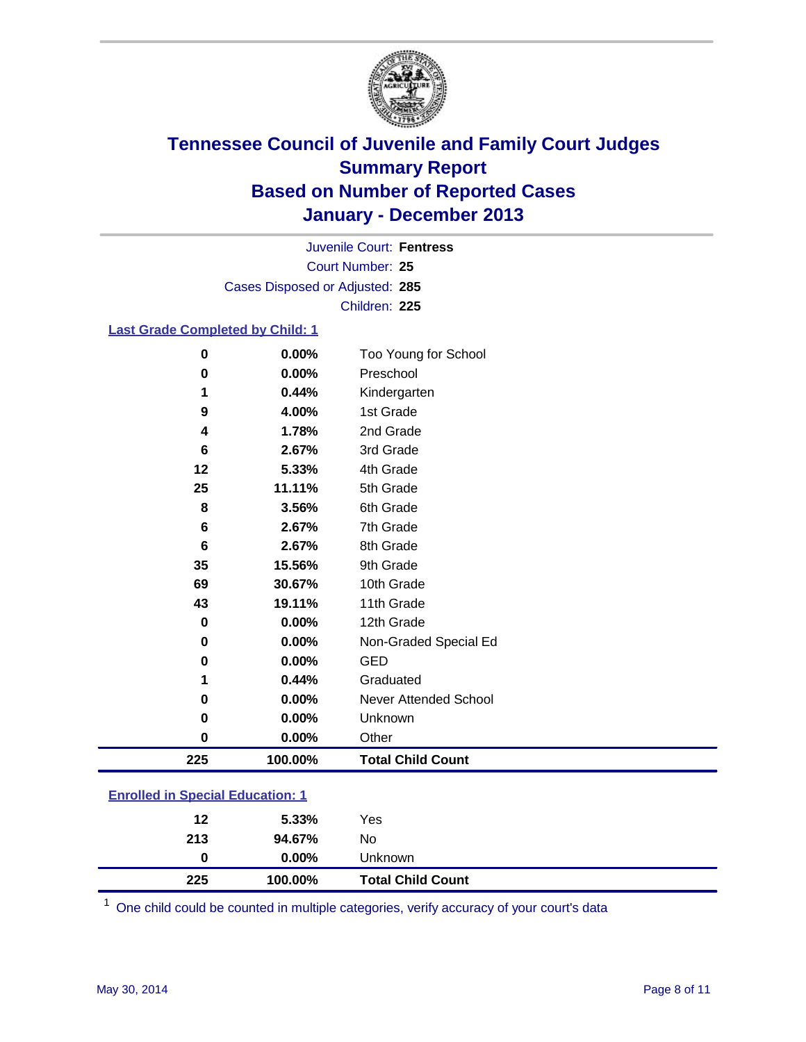# Tennessee Council of Juvenile and Family Court Judges
## Summary Report
## Based on Number of Reported Cases
## January - December 2013

Juvenile Court: **Fentress**
Court Number: **25**
Cases Disposed or Adjusted: **285**
Children: **225**

### Last Grade Completed by Child: 1

| Count | Percent | Category |
|---|---|---|
| 0 | 0.00% | Too Young for School |
| 0 | 0.00% | Preschool |
| 1 | 0.44% | Kindergarten |
| 9 | 4.00% | 1st Grade |
| 4 | 1.78% | 2nd Grade |
| 6 | 2.67% | 3rd Grade |
| 12 | 5.33% | 4th Grade |
| 25 | 11.11% | 5th Grade |
| 8 | 3.56% | 6th Grade |
| 6 | 2.67% | 7th Grade |
| 6 | 2.67% | 8th Grade |
| 35 | 15.56% | 9th Grade |
| 69 | 30.67% | 10th Grade |
| 43 | 19.11% | 11th Grade |
| 0 | 0.00% | 12th Grade |
| 0 | 0.00% | Non-Graded Special Ed |
| 0 | 0.00% | GED |
| 1 | 0.44% | Graduated |
| 0 | 0.00% | Never Attended School |
| 0 | 0.00% | Unknown |
| 0 | 0.00% | Other |
| **225** | **100.00%** | **Total Child Count** |

### Enrolled in Special Education: 1

| Count | Percent | Category |
|---|---|---|
| 12 | 5.33% | Yes |
| 213 | 94.67% | No |
| 0 | 0.00% | Unknown |
| **225** | **100.00%** | **Total Child Count** |

[1] One child could be counted in multiple categories, verify accuracy of your court's data

May 30, 2014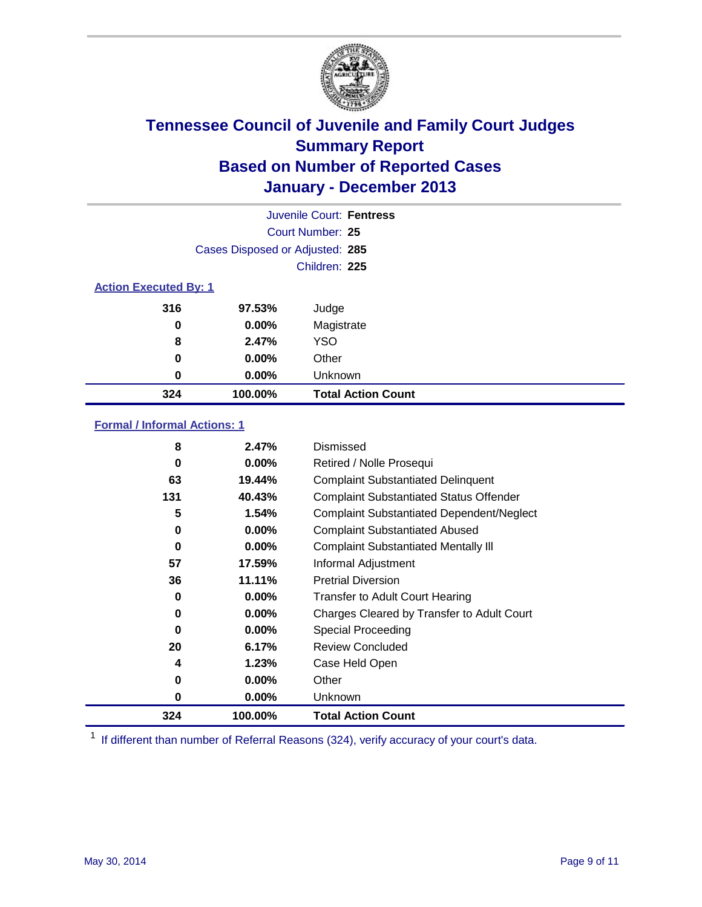# Tennessee Council of Juvenile and Family Court Judges
## Summary Report
## Based on Number of Reported Cases
## January - December 2013

Juvenile Court: **Fentress**

Court Number: **25**

Cases Disposed or Adjusted: **285**

Children: **225**

### Action Executed By: 1

| | | |
|---|---|---|
| 316 | 97.53% | Judge |
| 0 | 0.00% | Magistrate |
| 8 | 2.47% | YSO |
| 0 | 0.00% | Other |
| 0 | 0.00% | Unknown |
| **324** | **100.00%** | **Total Action Count** |

### Formal / Informal Actions: 1

| | | |
|---|---|---|
| 8 | 2.47% | Dismissed |
| 0 | 0.00% | Retired / Nolle Prosequi |
| 63 | 19.44% | Complaint Substantiated Delinquent |
| 131 | 40.43% | Complaint Substantiated Status Offender |
| 5 | 1.54% | Complaint Substantiated Dependent/Neglect |
| 0 | 0.00% | Complaint Substantiated Abused |
| 0 | 0.00% | Complaint Substantiated Mentally Ill |
| 57 | 17.59% | Informal Adjustment |
| 36 | 11.11% | Pretrial Diversion |
| 0 | 0.00% | Transfer to Adult Court Hearing |
| 0 | 0.00% | Charges Cleared by Transfer to Adult Court |
| 0 | 0.00% | Special Proceeding |
| 20 | 6.17% | Review Concluded |
| 4 | 1.23% | Case Held Open |
| 0 | 0.00% | Other |
| 0 | 0.00% | Unknown |
| **324** | **100.00%** | **Total Action Count** |

[1] If different than number of Referral Reasons (324), verify accuracy of your court's data.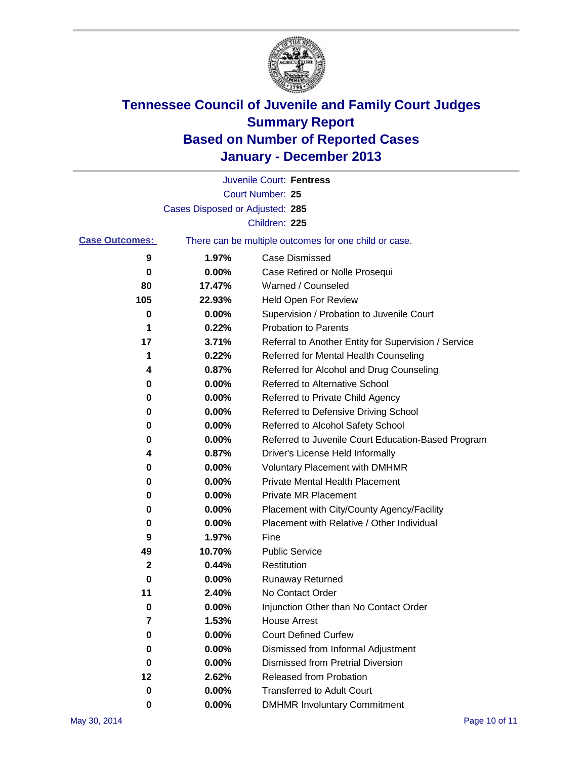# Tennessee Council of Juvenile and Family Court Judges
## Summary Report
## Based on Number of Reported Cases
## January - December 2013

Juvenile Court: **Fentress**

Court Number: **25**

Cases Disposed or Adjusted: **285**

Children: **225**

**Case Outcomes:** There can be multiple outcomes for one child or case.

| Count | Percent | Outcome |
|---|---|---|
| 9 | 1.97% | Case Dismissed |
| 0 | 0.00% | Case Retired or Nolle Prosequi |
| 80 | 17.47% | Warned / Counseled |
| 105 | 22.93% | Held Open For Review |
| 0 | 0.00% | Supervision / Probation to Juvenile Court |
| 1 | 0.22% | Probation to Parents |
| 17 | 3.71% | Referral to Another Entity for Supervision / Service |
| 1 | 0.22% | Referred for Mental Health Counseling |
| 4 | 0.87% | Referred for Alcohol and Drug Counseling |
| 0 | 0.00% | Referred to Alternative School |
| 0 | 0.00% | Referred to Private Child Agency |
| 0 | 0.00% | Referred to Defensive Driving School |
| 0 | 0.00% | Referred to Alcohol Safety School |
| 0 | 0.00% | Referred to Juvenile Court Education-Based Program |
| 4 | 0.87% | Driver's License Held Informally |
| 0 | 0.00% | Voluntary Placement with DMHMR |
| 0 | 0.00% | Private Mental Health Placement |
| 0 | 0.00% | Private MR Placement |
| 0 | 0.00% | Placement with City/County Agency/Facility |
| 0 | 0.00% | Placement with Relative / Other Individual |
| 9 | 1.97% | Fine |
| 49 | 10.70% | Public Service |
| 2 | 0.44% | Restitution |
| 0 | 0.00% | Runaway Returned |
| 11 | 2.40% | No Contact Order |
| 0 | 0.00% | Injunction Other than No Contact Order |
| 7 | 1.53% | House Arrest |
| 0 | 0.00% | Court Defined Curfew |
| 0 | 0.00% | Dismissed from Informal Adjustment |
| 0 | 0.00% | Dismissed from Pretrial Diversion |
| 12 | 2.62% | Released from Probation |
| 0 | 0.00% | Transferred to Adult Court |
| 0 | 0.00% | DMHMR Involuntary Commitment |

May 30, 2014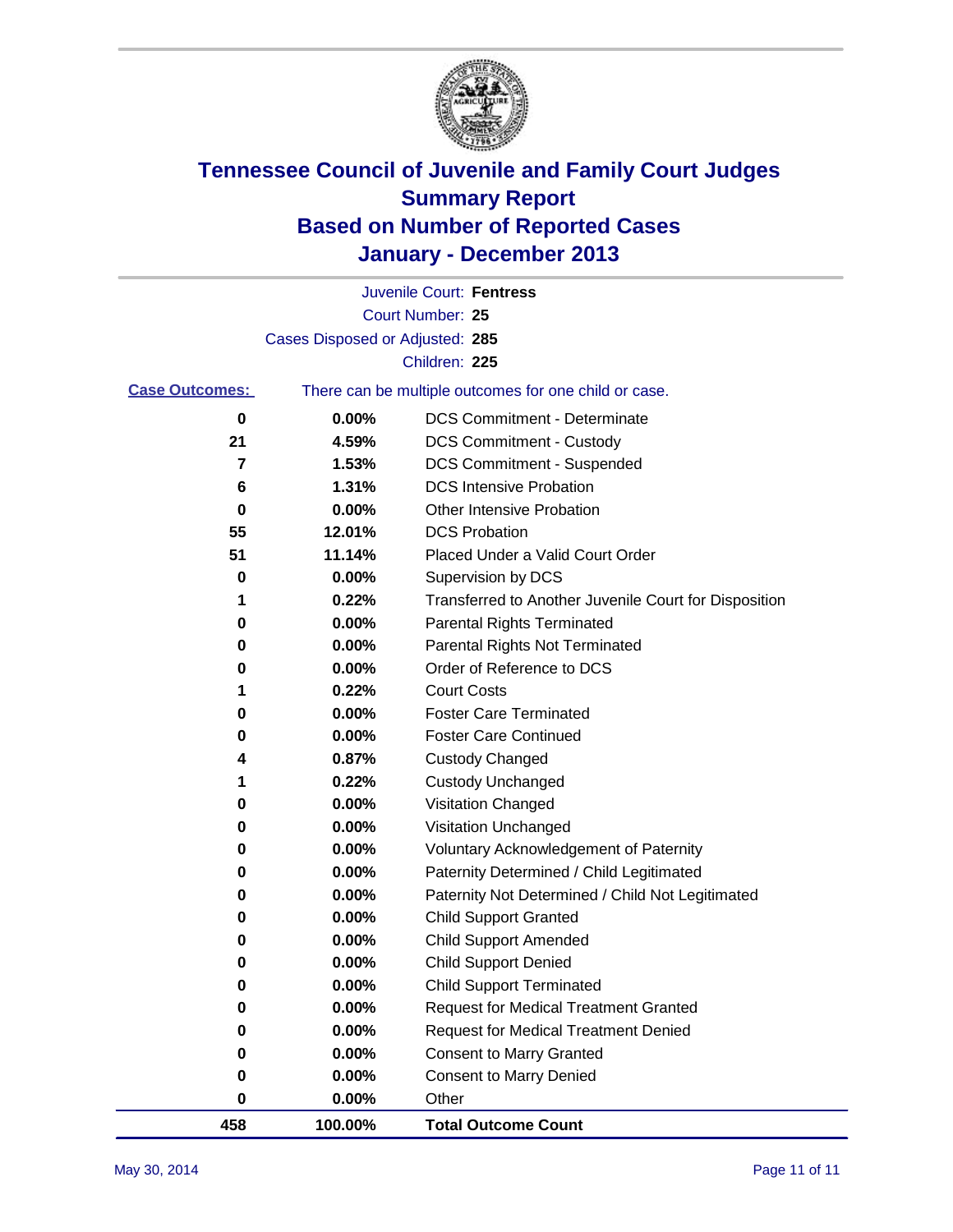# Tennessee Council of Juvenile and Family Court Judges
# Summary Report
# Based on Number of Reported Cases
# January - December 2013

Juvenile Court: **Fentress**

Court Number: **25**

Cases Disposed or Adjusted: **285**

Children: **225**

**Case Outcomes:** There can be multiple outcomes for one child or case.

| | | |
|---|---|---|
| 0 | 0.00% | DCS Commitment - Determinate |
| 21 | 4.59% | DCS Commitment - Custody |
| 7 | 1.53% | DCS Commitment - Suspended |
| 6 | 1.31% | DCS Intensive Probation |
| 0 | 0.00% | Other Intensive Probation |
| 55 | 12.01% | DCS Probation |
| 51 | 11.14% | Placed Under a Valid Court Order |
| 0 | 0.00% | Supervision by DCS |
| 1 | 0.22% | Transferred to Another Juvenile Court for Disposition |
| 0 | 0.00% | Parental Rights Terminated |
| 0 | 0.00% | Parental Rights Not Terminated |
| 0 | 0.00% | Order of Reference to DCS |
| 1 | 0.22% | Court Costs |
| 0 | 0.00% | Foster Care Terminated |
| 0 | 0.00% | Foster Care Continued |
| 4 | 0.87% | Custody Changed |
| 1 | 0.22% | Custody Unchanged |
| 0 | 0.00% | Visitation Changed |
| 0 | 0.00% | Visitation Unchanged |
| 0 | 0.00% | Voluntary Acknowledgement of Paternity |
| 0 | 0.00% | Paternity Determined / Child Legitimated |
| 0 | 0.00% | Paternity Not Determined / Child Not Legitimated |
| 0 | 0.00% | Child Support Granted |
| 0 | 0.00% | Child Support Amended |
| 0 | 0.00% | Child Support Denied |
| 0 | 0.00% | Child Support Terminated |
| 0 | 0.00% | Request for Medical Treatment Granted |
| 0 | 0.00% | Request for Medical Treatment Denied |
| 0 | 0.00% | Consent to Marry Granted |
| 0 | 0.00% | Consent to Marry Denied |
| 0 | 0.00% | Other |
| **458** | **100.00%** | **Total Outcome Count** |

May 30, 2014